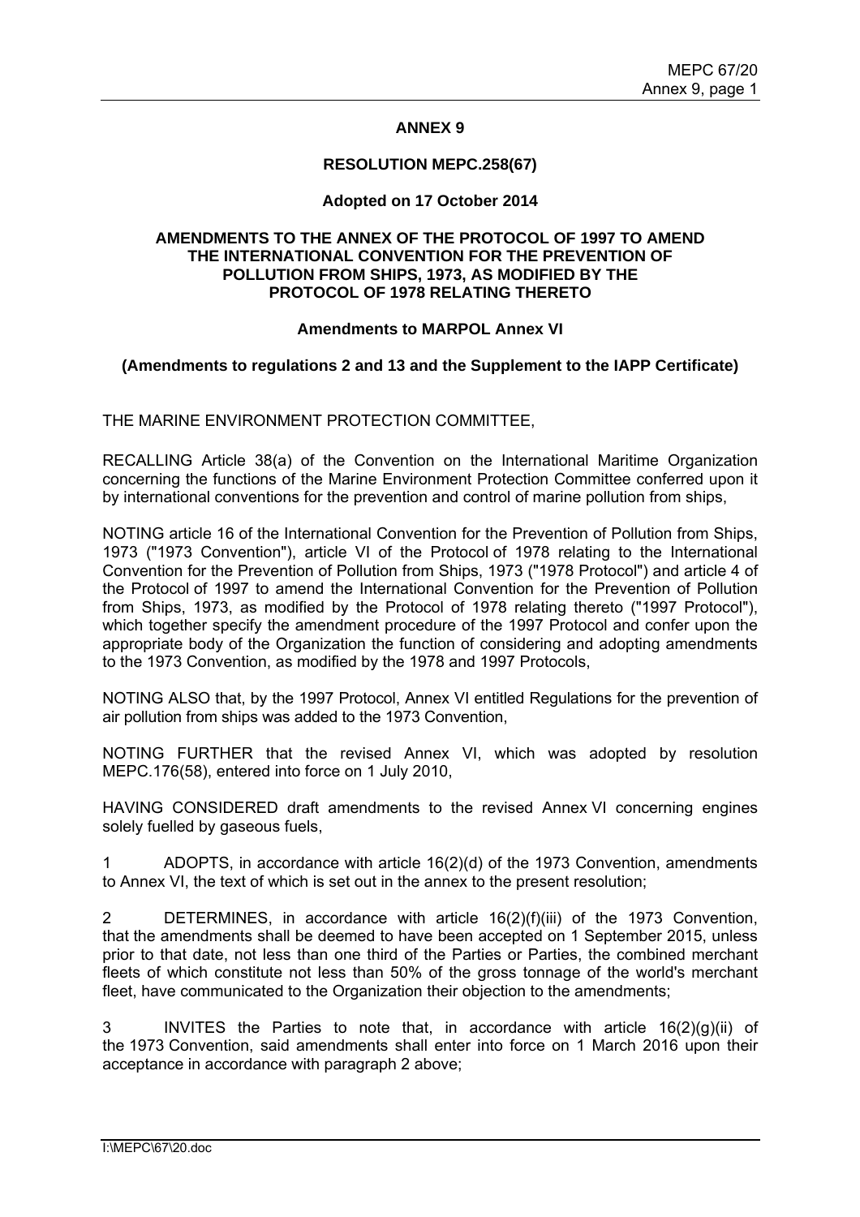# ANNEX 9

## RESOLUTION MEPC.258(67)

**Adopted on 17 October 2014**

## AMENDMENTS TO THE ANNEX OF THE PROTOCOL OF 1997 TO AMEND THE INTERNATIONAL CONVENTION FOR THE PREVENTION OF POLLUTION FROM SHIPS, 1973, AS MODIFIED BY THE PROTOCOL OF 1978 RELATING THERETO

**Amendments to MARPOL Annex VI**

**(Amendments to regulations 2 and 13 and the Supplement to the IAPP Certificate)**

THE MARINE ENVIRONMENT PROTECTION COMMITTEE,

RECALLING Article 38(a) of the Convention on the International Maritime Organization concerning the functions of the Marine Environment Protection Committee conferred upon it by international conventions for the prevention and control of marine pollution from ships,

NOTING article 16 of the International Convention for the Prevention of Pollution from Ships, 1973 ("1973 Convention"), article VI of the Protocol of 1978 relating to the International Convention for the Prevention of Pollution from Ships, 1973 ("1978 Protocol") and article 4 of the Protocol of 1997 to amend the International Convention for the Prevention of Pollution from Ships, 1973, as modified by the Protocol of 1978 relating thereto ("1997 Protocol"), which together specify the amendment procedure of the 1997 Protocol and confer upon the appropriate body of the Organization the function of considering and adopting amendments to the 1973 Convention, as modified by the 1978 and 1997 Protocols,

NOTING ALSO that, by the 1997 Protocol, Annex VI entitled Regulations for the prevention of air pollution from ships was added to the 1973 Convention,

NOTING FURTHER that the revised Annex VI, which was adopted by resolution MEPC.176(58), entered into force on 1 July 2010,

HAVING CONSIDERED draft amendments to the revised Annex VI concerning engines solely fuelled by gaseous fuels,

1 ADOPTS, in accordance with article 16(2)(d) of the 1973 Convention, amendments to Annex VI, the text of which is set out in the annex to the present resolution;

2 DETERMINES, in accordance with article 16(2)(f)(iii) of the 1973 Convention, that the amendments shall be deemed to have been accepted on 1 September 2015, unless prior to that date, not less than one third of the Parties or Parties, the combined merchant fleets of which constitute not less than 50% of the gross tonnage of the world's merchant fleet, have communicated to the Organization their objection to the amendments;

3 INVITES the Parties to note that, in accordance with article 16(2)(g)(ii) of the 1973 Convention, said amendments shall enter into force on 1 March 2016 upon their acceptance in accordance with paragraph 2 above;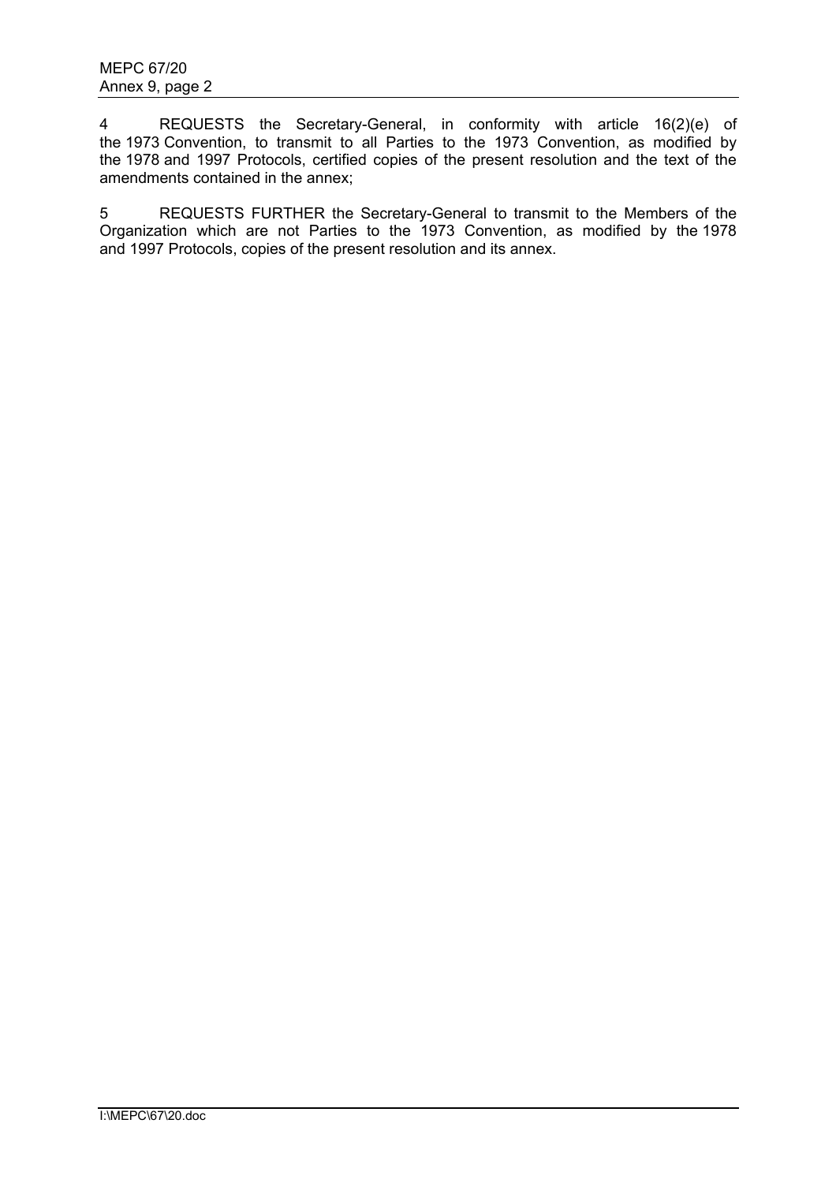4 REQUESTS the Secretary-General, in conformity with article 16(2)(e) of the 1973 Convention, to transmit to all Parties to the 1973 Convention, as modified by the 1978 and 1997 Protocols, certified copies of the present resolution and the text of the amendments contained in the annex;

5 REQUESTS FURTHER the Secretary-General to transmit to the Members of the Organization which are not Parties to the 1973 Convention, as modified by the 1978 and 1997 Protocols, copies of the present resolution and its annex.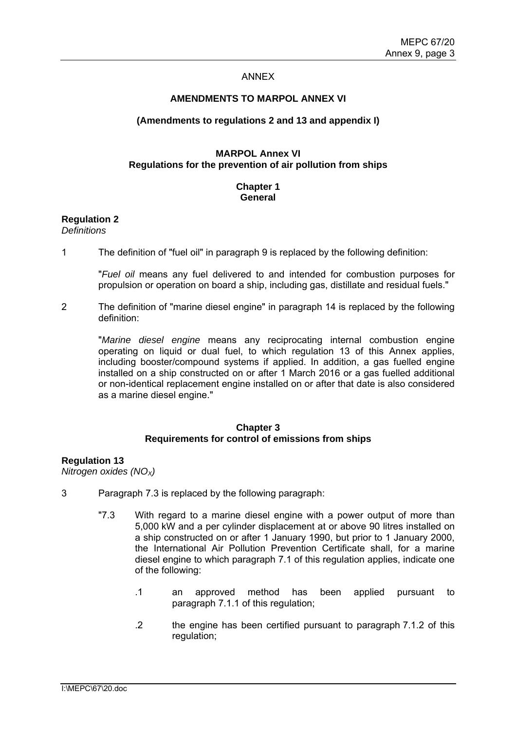ANNEX

**AMENDMENTS TO MARPOL ANNEX VI**

**(Amendments to regulations 2 and 13 and appendix I)**

**MARPOL Annex VI**
**Regulations for the prevention of air pollution from ships**

**Chapter 1**
**General**

**Regulation 2**
*Definitions*

1 The definition of "fuel oil" in paragraph 9 is replaced by the following definition:

"*Fuel oil* means any fuel delivered to and intended for combustion purposes for propulsion or operation on board a ship, including gas, distillate and residual fuels."

2 The definition of "marine diesel engine" in paragraph 14 is replaced by the following definition:

"*Marine diesel engine* means any reciprocating internal combustion engine operating on liquid or dual fuel, to which regulation 13 of this Annex applies, including booster/compound systems if applied. In addition, a gas fuelled engine installed on a ship constructed on or after 1 March 2016 or a gas fuelled additional or non-identical replacement engine installed on or after that date is also considered as a marine diesel engine."

**Chapter 3**
**Requirements for control of emissions from ships**

**Regulation 13**
*Nitrogen oxides ($NO_X$)*

3 Paragraph 7.3 is replaced by the following paragraph:

"7.3 With regard to a marine diesel engine with a power output of more than 5,000 kW and a per cylinder displacement at or above 90 litres installed on a ship constructed on or after 1 January 1990, but prior to 1 January 2000, the International Air Pollution Prevention Certificate shall, for a marine diesel engine to which paragraph 7.1 of this regulation applies, indicate one of the following:

.1 an approved method has been applied pursuant to paragraph 7.1.1 of this regulation;

.2 the engine has been certified pursuant to paragraph 7.1.2 of this regulation;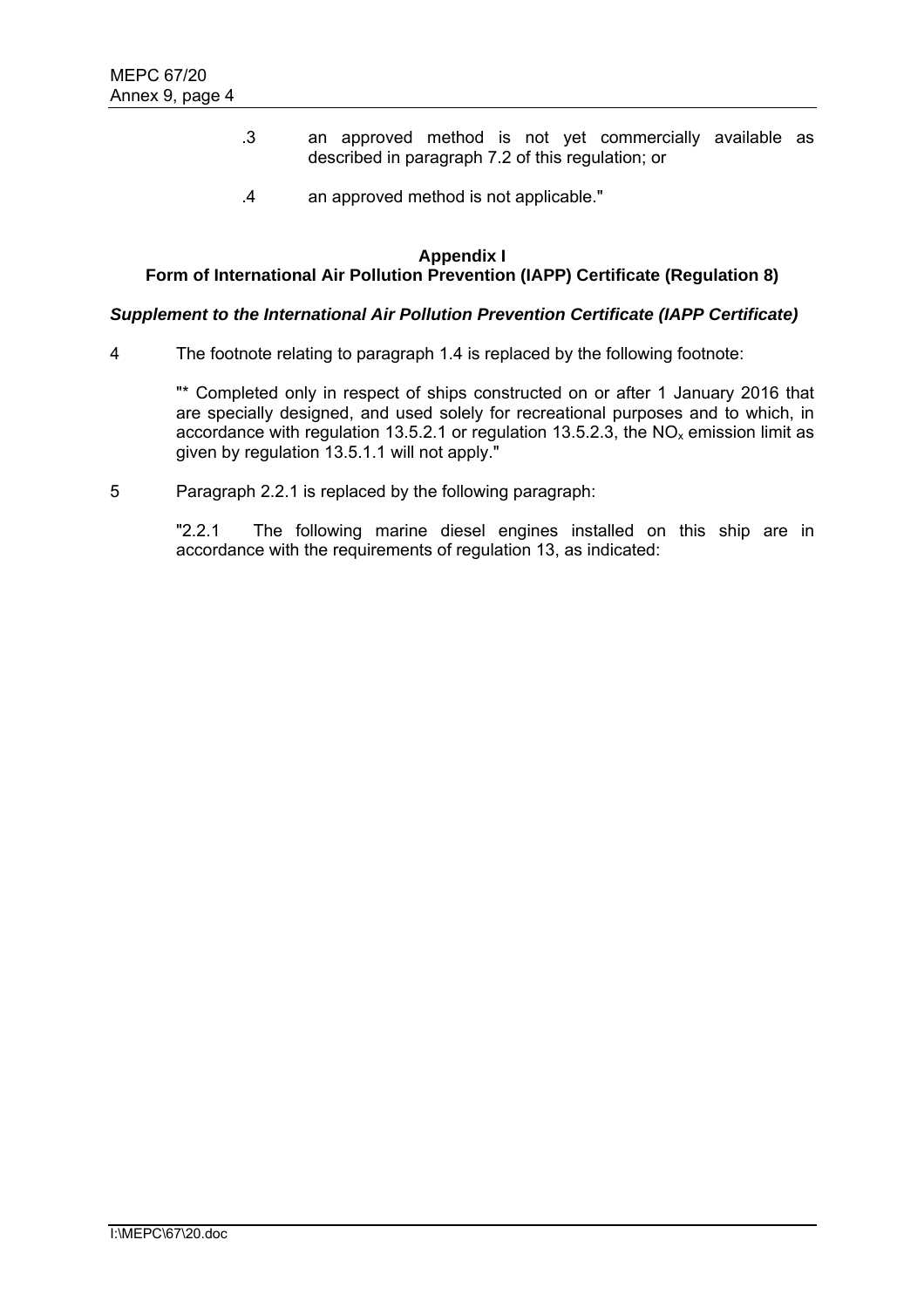.3 an approved method is not yet commercially available as described in paragraph 7.2 of this regulation; or

.4 an approved method is not applicable."

**Appendix I**
**Form of International Air Pollution Prevention (IAPP) Certificate (Regulation 8)**

***Supplement to the International Air Pollution Prevention Certificate (IAPP Certificate)***

4 The footnote relating to paragraph 1.4 is replaced by the following footnote:

"* Completed only in respect of ships constructed on or after 1 January 2016 that are specially designed, and used solely for recreational purposes and to which, in accordance with regulation 13.5.2.1 or regulation 13.5.2.3, the $NO_x$ emission limit as given by regulation 13.5.1.1 will not apply."

5 Paragraph 2.2.1 is replaced by the following paragraph:

"2.2.1 The following marine diesel engines installed on this ship are in accordance with the requirements of regulation 13, as indicated: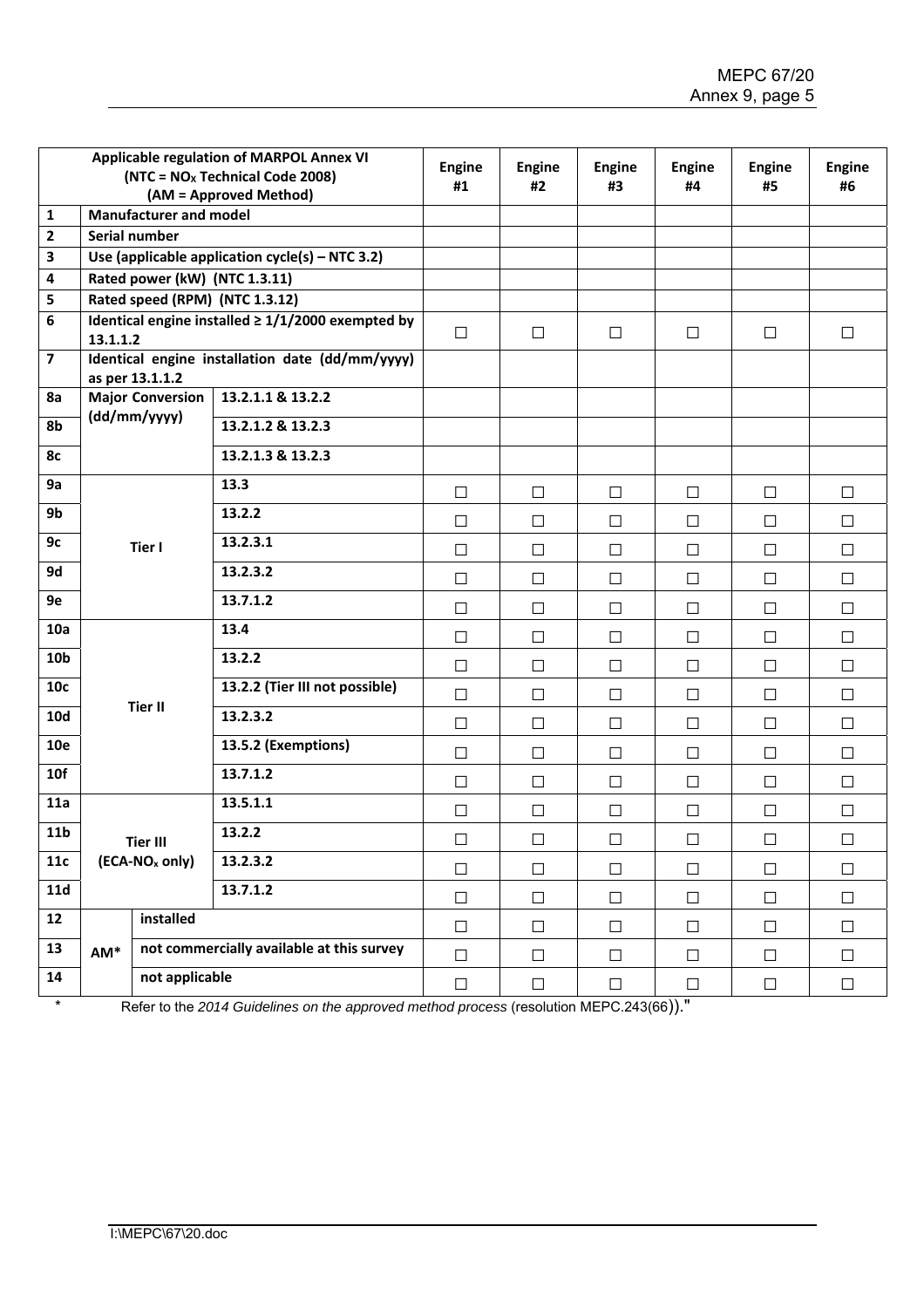| | Applicable regulation of MARPOL Annex VI (NTC = $NO_X$ Technical Code 2008) (AM = Approved Method) | | | Engine #1 | Engine #2 | Engine #3 | Engine #4 | Engine #5 | Engine #6 |
|---|---|---|---|---|---|---|---|---|---|
| 1 | Manufacturer and model | | | | | | | | |
| 2 | Serial number | | | | | | | | |
| 3 | Use (applicable application cycle(s) – NTC 3.2) | | | | | | | | |
| 4 | Rated power (kW) (NTC 1.3.11) | | | | | | | | |
| 5 | Rated speed (RPM) (NTC 1.3.12) | | | | | | | | |
| 6 | Identical engine installed ≥ 1/1/2000 exempted by 13.1.1.2 | | | ☐ | ☐ | ☐ | ☐ | ☐ | ☐ |
| 7 | Identical engine installation date (dd/mm/yyyy) as per 13.1.1.2 | | | | | | | | |
| 8a | Major Conversion (dd/mm/yyyy) | | 13.2.1.1 & 13.2.2 | | | | | | |
| 8b | | | 13.2.1.2 & 13.2.3 | | | | | | |
| 8c | | | 13.2.1.3 & 13.2.3 | | | | | | |
| 9a | Tier I | | 13.3 | ☐ | ☐ | ☐ | ☐ | ☐ | ☐ |
| 9b | | | 13.2.2 | ☐ | ☐ | ☐ | ☐ | ☐ | ☐ |
| 9c | | | 13.2.3.1 | ☐ | ☐ | ☐ | ☐ | ☐ | ☐ |
| 9d | | | 13.2.3.2 | ☐ | ☐ | ☐ | ☐ | ☐ | ☐ |
| 9e | | | 13.7.1.2 | ☐ | ☐ | ☐ | ☐ | ☐ | ☐ |
| 10a | Tier II | | 13.4 | ☐ | ☐ | ☐ | ☐ | ☐ | ☐ |
| 10b | | | 13.2.2 | ☐ | ☐ | ☐ | ☐ | ☐ | ☐ |
| 10c | | | 13.2.2 (Tier III not possible) | ☐ | ☐ | ☐ | ☐ | ☐ | ☐ |
| 10d | | | 13.2.3.2 | ☐ | ☐ | ☐ | ☐ | ☐ | ☐ |
| 10e | | | 13.5.2 (Exemptions) | ☐ | ☐ | ☐ | ☐ | ☐ | ☐ |
| 10f | | | 13.7.1.2 | ☐ | ☐ | ☐ | ☐ | ☐ | ☐ |
| 11a | Tier III ($ECA-NO_x$ only) | | 13.5.1.1 | ☐ | ☐ | ☐ | ☐ | ☐ | ☐ |
| 11b | | | 13.2.2 | ☐ | ☐ | ☐ | ☐ | ☐ | ☐ |
| 11c | | | 13.2.3.2 | ☐ | ☐ | ☐ | ☐ | ☐ | ☐ |
| 11d | | | 13.7.1.2 | ☐ | ☐ | ☐ | ☐ | ☐ | ☐ |
| 12 | AM* | installed | | ☐ | ☐ | ☐ | ☐ | ☐ | ☐ |
| 13 | | not commercially available at this survey | | ☐ | ☐ | ☐ | ☐ | ☐ | ☐ |
| 14 | | not applicable | | ☐ | ☐ | ☐ | ☐ | ☐ | ☐ |

\* Refer to the *2014 Guidelines on the approved method process* (resolution MEPC.243(66))."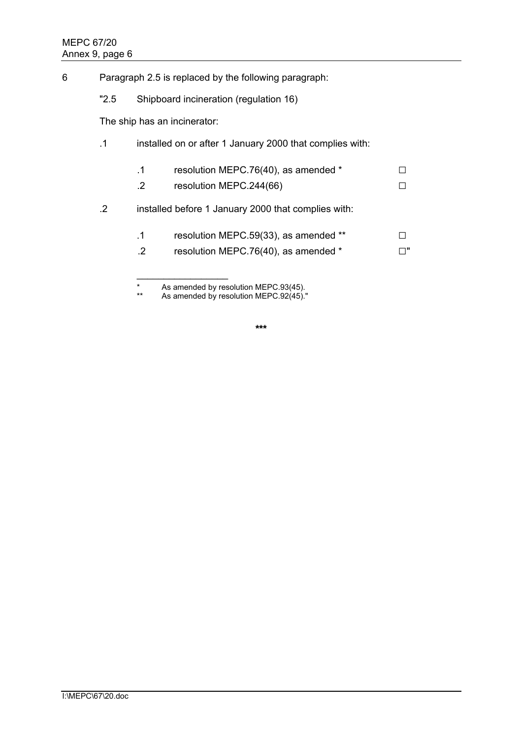6 Paragraph 2.5 is replaced by the following paragraph:

"2.5 Shipboard incineration (regulation 16)

The ship has an incinerator:

.1 installed on or after 1 January 2000 that complies with:

- .1 resolution MEPC.76(40), as amended * ☐
- .2 resolution MEPC.244(66) ☐

.2 installed before 1 January 2000 that complies with:

- .1 resolution MEPC.59(33), as amended ** ☐
- .2 resolution MEPC.76(40), as amended * ☐"

___

\* As amended by resolution MEPC.93(45).

\*\* As amended by resolution MEPC.92(45)."

\*\*\*